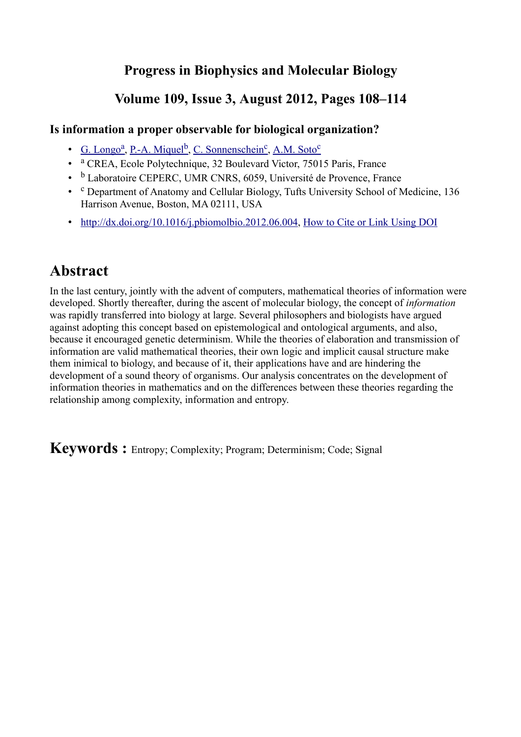**Progress in Biophysics and Molecular Biology**

**Volume 109, Issue 3, August 2012, Pages 108–114**

### Is information a proper observable for biological organization?

- G. Longo[a], P.-A. Miquel[b], C. Sonnenschein[c], A.M. Soto[c]
- [a] CREA, Ecole Polytechnique, 32 Boulevard Victor, 75015 Paris, France
- [b] Laboratoire CEPERC, UMR CNRS, 6059, Université de Provence, France
- [c] Department of Anatomy and Cellular Biology, Tufts University School of Medicine, 136 Harrison Avenue, Boston, MA 02111, USA
- http://dx.doi.org/10.1016/j.pbiomolbio.2012.06.004, How to Cite or Link Using DOI

## Abstract

In the last century, jointly with the advent of computers, mathematical theories of information were developed. Shortly thereafter, during the ascent of molecular biology, the concept of *information* was rapidly transferred into biology at large. Several philosophers and biologists have argued against adopting this concept based on epistemological and ontological arguments, and also, because it encouraged genetic determinism. While the theories of elaboration and transmission of information are valid mathematical theories, their own logic and implicit causal structure make them inimical to biology, and because of it, their applications have and are hindering the development of a sound theory of organisms. Our analysis concentrates on the development of information theories in mathematics and on the differences between these theories regarding the relationship among complexity, information and entropy.

## Keywords : Entropy; Complexity; Program; Determinism; Code; Signal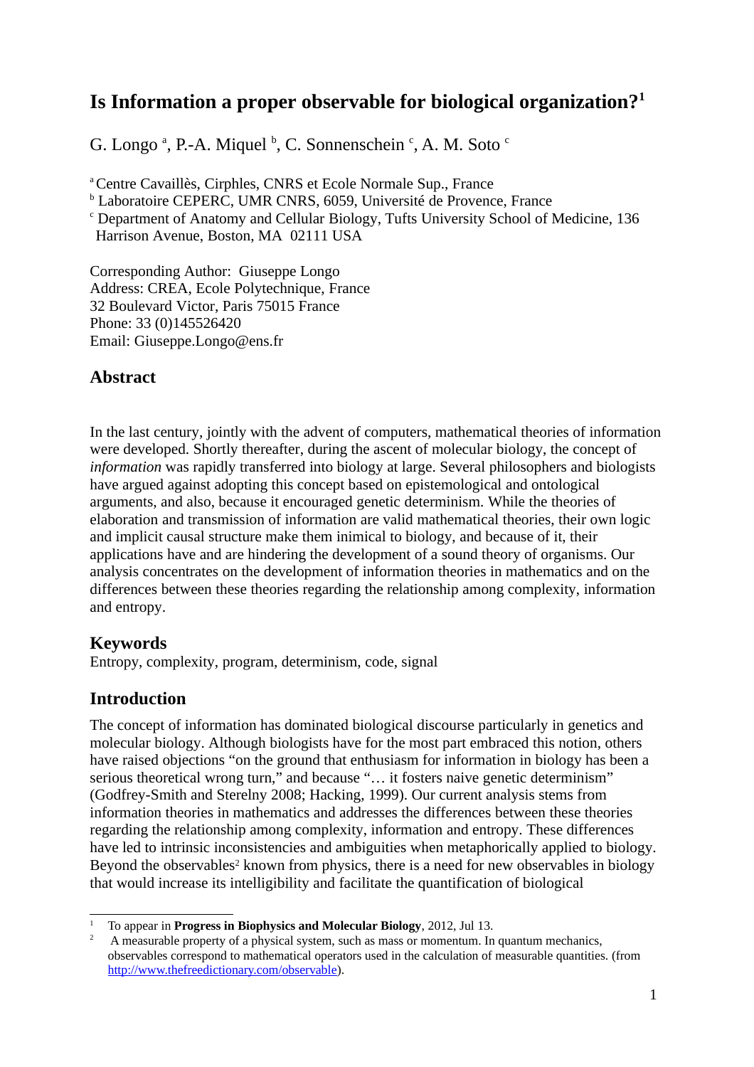# Is Information a proper observable for biological organization?[1]

G. Longo [a], P.-A. Miquel [b], C. Sonnenschein [c], A. M. Soto [c]

[a] Centre Cavaillès, Cirphles, CNRS et Ecole Normale Sup., France
[b] Laboratoire CEPERC, UMR CNRS, 6059, Université de Provence, France
[c] Department of Anatomy and Cellular Biology, Tufts University School of Medicine, 136 Harrison Avenue, Boston, MA 02111 USA

Corresponding Author: Giuseppe Longo
Address: CREA, Ecole Polytechnique, France
32 Boulevard Victor, Paris 75015 France
Phone: 33 (0)145526420
Email: Giuseppe.Longo@ens.fr

## Abstract

In the last century, jointly with the advent of computers, mathematical theories of information were developed. Shortly thereafter, during the ascent of molecular biology, the concept of *information* was rapidly transferred into biology at large. Several philosophers and biologists have argued against adopting this concept based on epistemological and ontological arguments, and also, because it encouraged genetic determinism. While the theories of elaboration and transmission of information are valid mathematical theories, their own logic and implicit causal structure make them inimical to biology, and because of it, their applications have and are hindering the development of a sound theory of organisms. Our analysis concentrates on the development of information theories in mathematics and on the differences between these theories regarding the relationship among complexity, information and entropy.

## Keywords

Entropy, complexity, program, determinism, code, signal

## Introduction

The concept of information has dominated biological discourse particularly in genetics and molecular biology. Although biologists have for the most part embraced this notion, others have raised objections "on the ground that enthusiasm for information in biology has been a serious theoretical wrong turn," and because "… it fosters naive genetic determinism" (Godfrey-Smith and Sterelny 2008; Hacking, 1999). Our current analysis stems from information theories in mathematics and addresses the differences between these theories regarding the relationship among complexity, information and entropy. These differences have led to intrinsic inconsistencies and ambiguities when metaphorically applied to biology. Beyond the observables[2] known from physics, there is a need for new observables in biology that would increase its intelligibility and facilitate the quantification of biological

[1] To appear in **Progress in Biophysics and Molecular Biology**, 2012, Jul 13.

[2] A measurable property of a physical system, such as mass or momentum. In quantum mechanics, observables correspond to mathematical operators used in the calculation of measurable quantities. (from http://www.thefreedictionary.com/observable).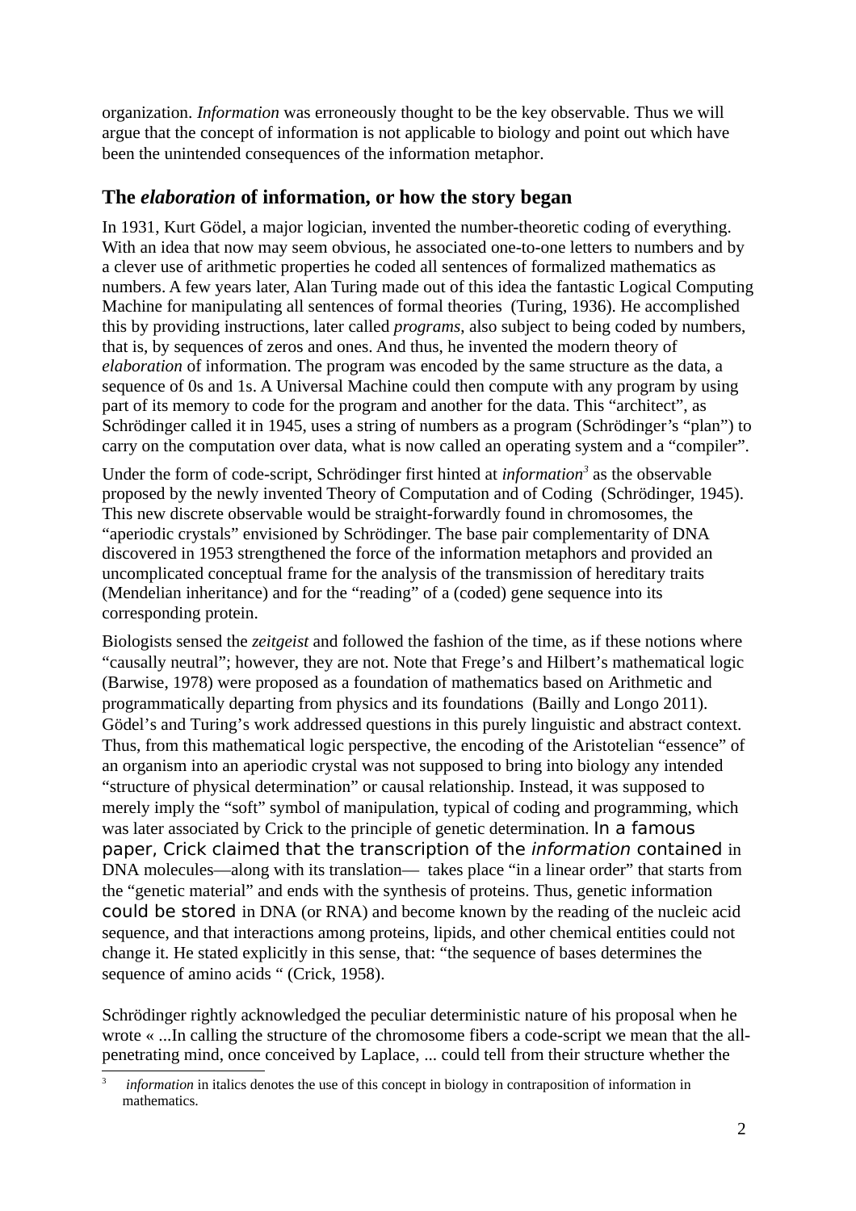organization. *Information* was erroneously thought to be the key observable. Thus we will argue that the concept of information is not applicable to biology and point out which have been the unintended consequences of the information metaphor.

## The *elaboration* of information, or how the story began

In 1931, Kurt Gödel, a major logician, invented the number-theoretic coding of everything. With an idea that now may seem obvious, he associated one-to-one letters to numbers and by a clever use of arithmetic properties he coded all sentences of formalized mathematics as numbers. A few years later, Alan Turing made out of this idea the fantastic Logical Computing Machine for manipulating all sentences of formal theories (Turing, 1936). He accomplished this by providing instructions, later called *programs*, also subject to being coded by numbers, that is, by sequences of zeros and ones. And thus, he invented the modern theory of *elaboration* of information. The program was encoded by the same structure as the data, a sequence of 0s and 1s. A Universal Machine could then compute with any program by using part of its memory to code for the program and another for the data. This "architect", as Schrödinger called it in 1945, uses a string of numbers as a program (Schrödinger's "plan") to carry on the computation over data, what is now called an operating system and a "compiler".

Under the form of code-script, Schrödinger first hinted at *information*[3] as the observable proposed by the newly invented Theory of Computation and of Coding (Schrödinger, 1945). This new discrete observable would be straight-forwardly found in chromosomes, the "aperiodic crystals" envisioned by Schrödinger. The base pair complementarity of DNA discovered in 1953 strengthened the force of the information metaphors and provided an uncomplicated conceptual frame for the analysis of the transmission of hereditary traits (Mendelian inheritance) and for the "reading" of a (coded) gene sequence into its corresponding protein.

Biologists sensed the *zeitgeist* and followed the fashion of the time, as if these notions where "causally neutral"; however, they are not. Note that Frege's and Hilbert's mathematical logic (Barwise, 1978) were proposed as a foundation of mathematics based on Arithmetic and programmatically departing from physics and its foundations (Bailly and Longo 2011). Gödel's and Turing's work addressed questions in this purely linguistic and abstract context. Thus, from this mathematical logic perspective, the encoding of the Aristotelian "essence" of an organism into an aperiodic crystal was not supposed to bring into biology any intended "structure of physical determination" or causal relationship. Instead, it was supposed to merely imply the "soft" symbol of manipulation, typical of coding and programming, which was later associated by Crick to the principle of genetic determination. In a famous paper, Crick claimed that the transcription of the *information* contained in DNA molecules—along with its translation— takes place "in a linear order" that starts from the "genetic material" and ends with the synthesis of proteins. Thus, genetic information could be stored in DNA (or RNA) and become known by the reading of the nucleic acid sequence, and that interactions among proteins, lipids, and other chemical entities could not change it. He stated explicitly in this sense, that: "the sequence of bases determines the sequence of amino acids " (Crick, 1958).

Schrödinger rightly acknowledged the peculiar deterministic nature of his proposal when he wrote « ...In calling the structure of the chromosome fibers a code-script we mean that the all-penetrating mind, once conceived by Laplace, ... could tell from their structure whether the

---

[3] *information* in italics denotes the use of this concept in biology in contraposition of information in mathematics.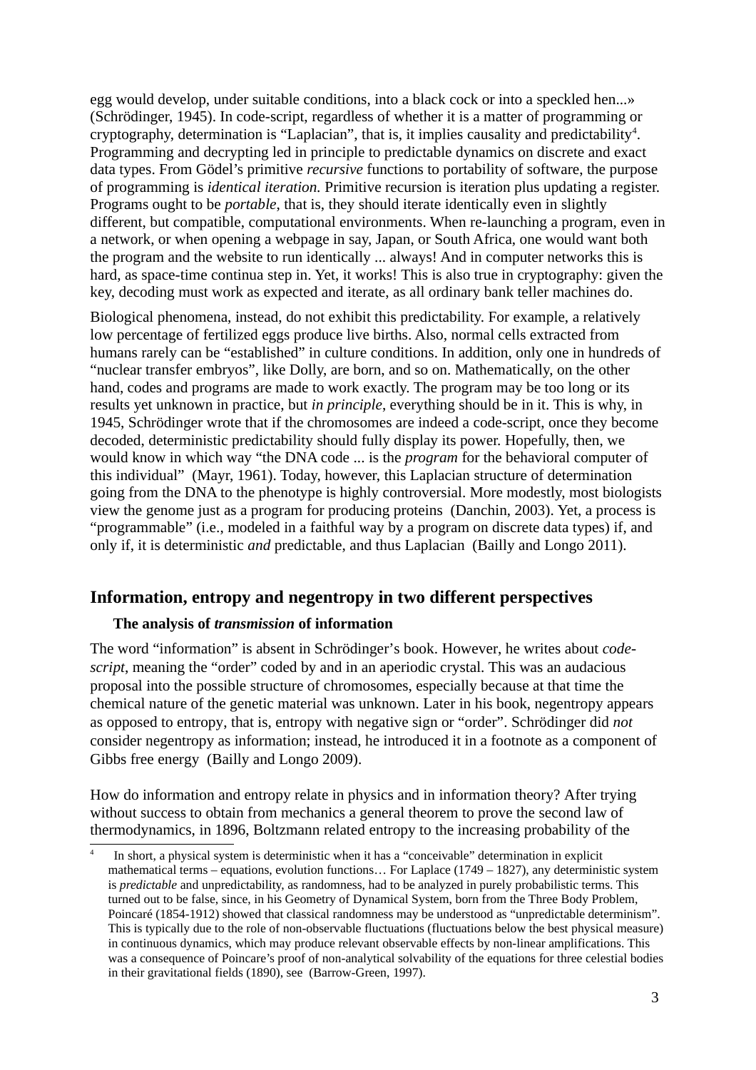egg would develop, under suitable conditions, into a black cock or into a speckled hen...» (Schrödinger, 1945). In code-script, regardless of whether it is a matter of programming or cryptography, determination is "Laplacian", that is, it implies causality and predictability[4]. Programming and decrypting led in principle to predictable dynamics on discrete and exact data types. From Gödel's primitive *recursive* functions to portability of software, the purpose of programming is *identical iteration.* Primitive recursion is iteration plus updating a register. Programs ought to be *portable*, that is, they should iterate identically even in slightly different, but compatible, computational environments. When re-launching a program, even in a network, or when opening a webpage in say, Japan, or South Africa, one would want both the program and the website to run identically ... always! And in computer networks this is hard, as space-time continua step in. Yet, it works! This is also true in cryptography: given the key, decoding must work as expected and iterate, as all ordinary bank teller machines do.

Biological phenomena, instead, do not exhibit this predictability. For example, a relatively low percentage of fertilized eggs produce live births. Also, normal cells extracted from humans rarely can be "established" in culture conditions. In addition, only one in hundreds of "nuclear transfer embryos", like Dolly, are born, and so on. Mathematically, on the other hand, codes and programs are made to work exactly. The program may be too long or its results yet unknown in practice, but *in principle*, everything should be in it. This is why, in 1945, Schrödinger wrote that if the chromosomes are indeed a code-script, once they become decoded, deterministic predictability should fully display its power. Hopefully, then, we would know in which way "the DNA code ... is the *program* for the behavioral computer of this individual" (Mayr, 1961). Today, however, this Laplacian structure of determination going from the DNA to the phenotype is highly controversial. More modestly, most biologists view the genome just as a program for producing proteins (Danchin, 2003). Yet, a process is "programmable" (i.e., modeled in a faithful way by a program on discrete data types) if, and only if, it is deterministic *and* predictable, and thus Laplacian (Bailly and Longo 2011).

## Information, entropy and negentropy in two different perspectives

### The analysis of *transmission* of information

The word "information" is absent in Schrödinger's book. However, he writes about *code-script*, meaning the "order" coded by and in an aperiodic crystal. This was an audacious proposal into the possible structure of chromosomes, especially because at that time the chemical nature of the genetic material was unknown. Later in his book, negentropy appears as opposed to entropy, that is, entropy with negative sign or "order". Schrödinger did *not* consider negentropy as information; instead, he introduced it in a footnote as a component of Gibbs free energy (Bailly and Longo 2009).

How do information and entropy relate in physics and in information theory? After trying without success to obtain from mechanics a general theorem to prove the second law of thermodynamics, in 1896, Boltzmann related entropy to the increasing probability of the

[4] In short, a physical system is deterministic when it has a "conceivable" determination in explicit mathematical terms – equations, evolution functions… For Laplace (1749 – 1827), any deterministic system is *predictable* and unpredictability, as randomness, had to be analyzed in purely probabilistic terms. This turned out to be false, since, in his Geometry of Dynamical System, born from the Three Body Problem, Poincaré (1854-1912) showed that classical randomness may be understood as "unpredictable determinism". This is typically due to the role of non-observable fluctuations (fluctuations below the best physical measure) in continuous dynamics, which may produce relevant observable effects by non-linear amplifications. This was a consequence of Poincare's proof of non-analytical solvability of the equations for three celestial bodies in their gravitational fields (1890), see (Barrow-Green, 1997).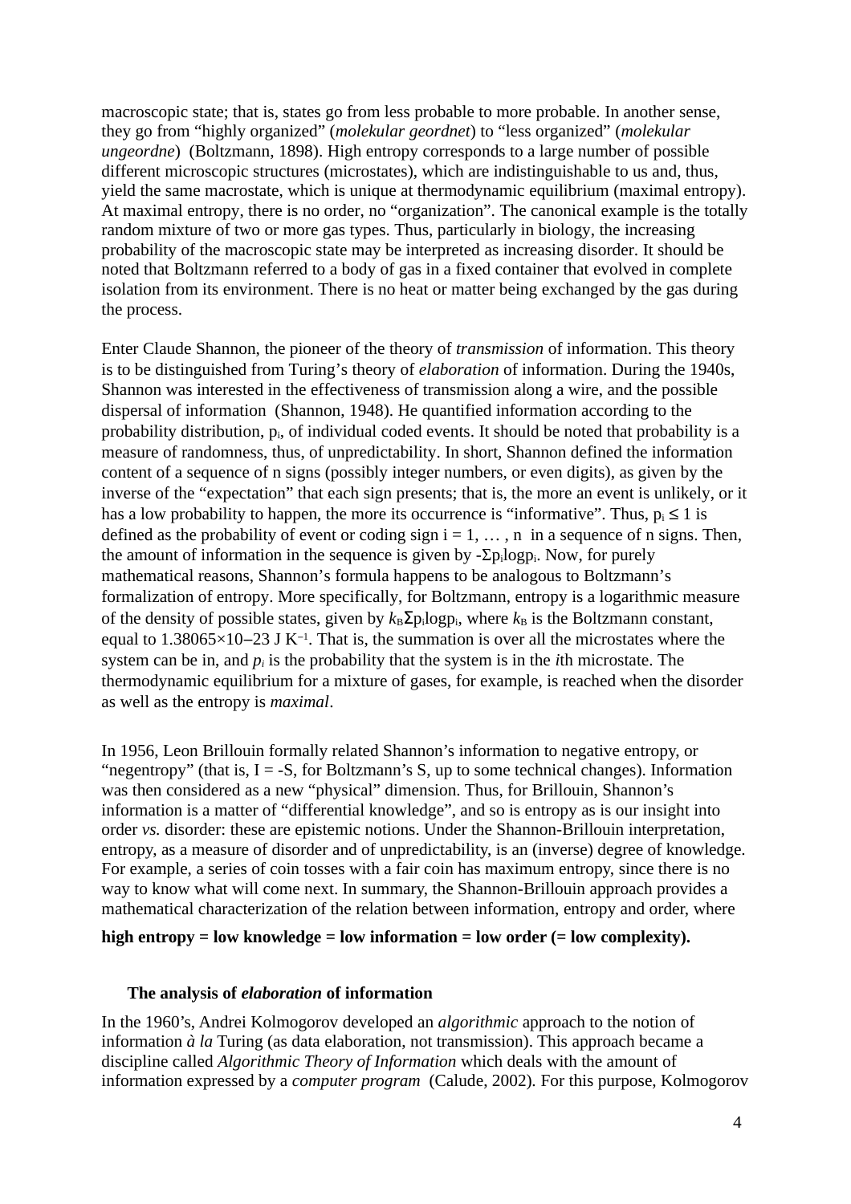macroscopic state; that is, states go from less probable to more probable. In another sense, they go from "highly organized" (*molekular geordnet*) to "less organized" (*molekular ungeordne*) (Boltzmann, 1898). High entropy corresponds to a large number of possible different microscopic structures (microstates), which are indistinguishable to us and, thus, yield the same macrostate, which is unique at thermodynamic equilibrium (maximal entropy). At maximal entropy, there is no order, no "organization". The canonical example is the totally random mixture of two or more gas types. Thus, particularly in biology, the increasing probability of the macroscopic state may be interpreted as increasing disorder. It should be noted that Boltzmann referred to a body of gas in a fixed container that evolved in complete isolation from its environment. There is no heat or matter being exchanged by the gas during the process.

Enter Claude Shannon, the pioneer of the theory of *transmission* of information. This theory is to be distinguished from Turing's theory of *elaboration* of information. During the 1940s, Shannon was interested in the effectiveness of transmission along a wire, and the possible dispersal of information (Shannon, 1948). He quantified information according to the probability distribution, $p_i$, of individual coded events. It should be noted that probability is a measure of randomness, thus, of unpredictability. In short, Shannon defined the information content of a sequence of n signs (possibly integer numbers, or even digits), as given by the inverse of the "expectation" that each sign presents; that is, the more an event is unlikely, or it has a low probability to happen, the more its occurrence is "informative". Thus, $p_i \leq 1$ is defined as the probability of event or coding sign $i = 1, \ldots, n$ in a sequence of n signs. Then, the amount of information in the sequence is given by $-\Sigma p_i \log p_i$. Now, for purely mathematical reasons, Shannon's formula happens to be analogous to Boltzmann's formalization of entropy. More specifically, for Boltzmann, entropy is a logarithmic measure of the density of possible states, given by $k_B \Sigma p_i \log p_i$, where $k_B$ is the Boltzmann constant, equal to $1.38065\times10{-}23$ J $K^{-1}$. That is, the summation is over all the microstates where the system can be in, and $p_i$ is the probability that the system is in the $i$th microstate. The thermodynamic equilibrium for a mixture of gases, for example, is reached when the disorder as well as the entropy is *maximal*.

In 1956, Leon Brillouin formally related Shannon's information to negative entropy, or "negentropy" (that is, $I = -S$, for Boltzmann's S, up to some technical changes). Information was then considered as a new "physical" dimension. Thus, for Brillouin, Shannon's information is a matter of "differential knowledge", and so is entropy as is our insight into order *vs.* disorder: these are epistemic notions. Under the Shannon-Brillouin interpretation, entropy, as a measure of disorder and of unpredictability, is an (inverse) degree of knowledge. For example, a series of coin tosses with a fair coin has maximum entropy, since there is no way to know what will come next. In summary, the Shannon-Brillouin approach provides a mathematical characterization of the relation between information, entropy and order, where

**high entropy = low knowledge = low information = low order (= low complexity).**

### The analysis of *elaboration* of information

In the 1960's, Andrei Kolmogorov developed an *algorithmic* approach to the notion of information *à la* Turing (as data elaboration, not transmission). This approach became a discipline called *Algorithmic Theory of Information* which deals with the amount of information expressed by a *computer program* (Calude, 2002). For this purpose, Kolmogorov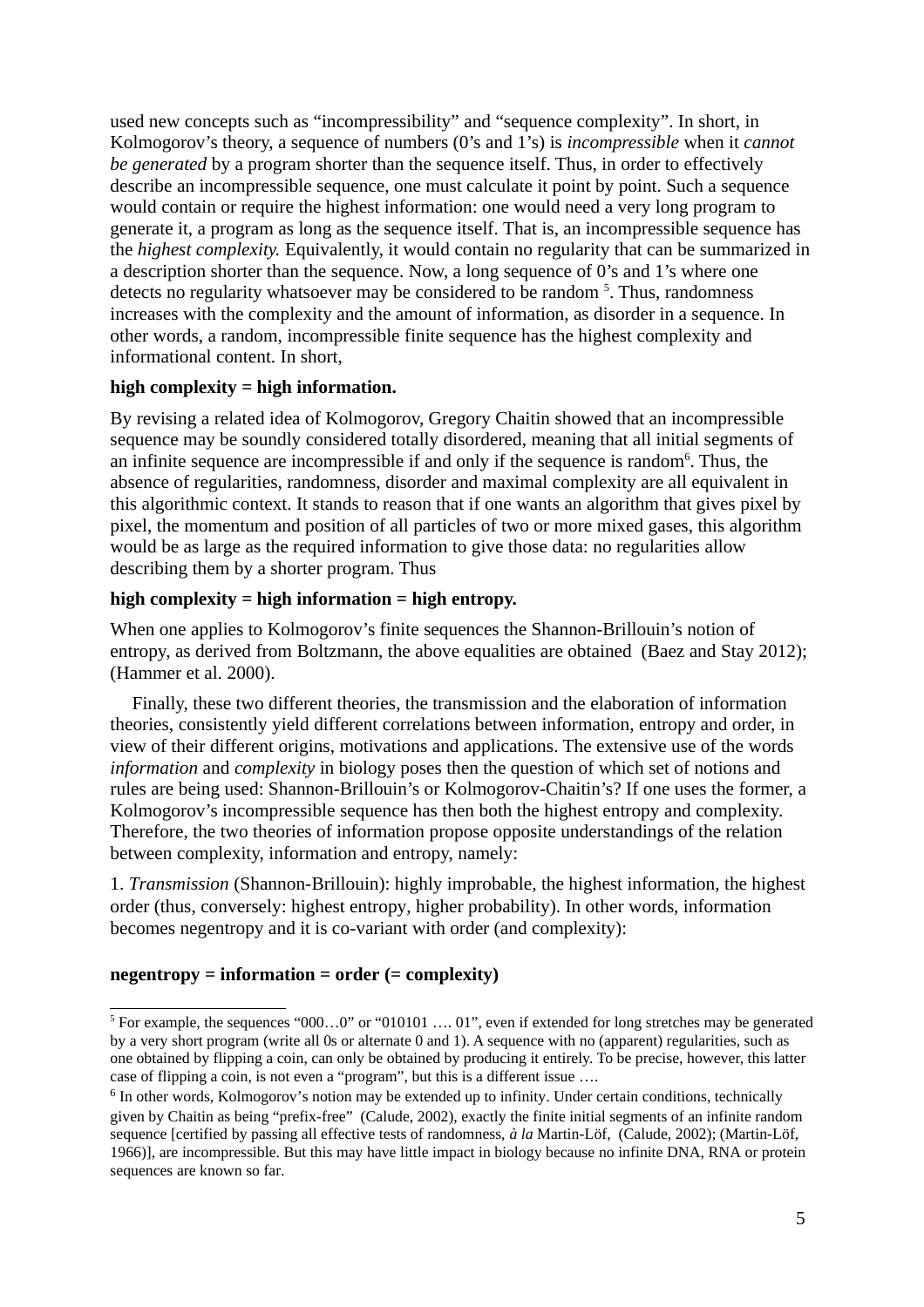used new concepts such as “incompressibility” and “sequence complexity”. In short, in Kolmogorov’s theory, a sequence of numbers (0’s and 1’s) is *incompressible* when it *cannot be generated* by a program shorter than the sequence itself. Thus, in order to effectively describe an incompressible sequence, one must calculate it point by point. Such a sequence would contain or require the highest information: one would need a very long program to generate it, a program as long as the sequence itself. That is, an incompressible sequence has the *highest complexity.* Equivalently, it would contain no regularity that can be summarized in a description shorter than the sequence. Now, a long sequence of 0’s and 1’s where one detects no regularity whatsoever may be considered to be random [5]. Thus, randomness increases with the complexity and the amount of information, as disorder in a sequence. In other words, a random, incompressible finite sequence has the highest complexity and informational content. In short,

**high complexity = high information.**

By revising a related idea of Kolmogorov, Gregory Chaitin showed that an incompressible sequence may be soundly considered totally disordered, meaning that all initial segments of an infinite sequence are incompressible if and only if the sequence is random[6]. Thus, the absence of regularities, randomness, disorder and maximal complexity are all equivalent in this algorithmic context. It stands to reason that if one wants an algorithm that gives pixel by pixel, the momentum and position of all particles of two or more mixed gases, this algorithm would be as large as the required information to give those data: no regularities allow describing them by a shorter program. Thus

**high complexity = high information = high entropy.**

When one applies to Kolmogorov’s finite sequences the Shannon-Brillouin’s notion of entropy, as derived from Boltzmann, the above equalities are obtained (Baez and Stay 2012); (Hammer et al. 2000).

Finally, these two different theories, the transmission and the elaboration of information theories, consistently yield different correlations between information, entropy and order, in view of their different origins, motivations and applications. The extensive use of the words *information* and *complexity* in biology poses then the question of which set of notions and rules are being used: Shannon-Brillouin’s or Kolmogorov-Chaitin’s? If one uses the former, a Kolmogorov’s incompressible sequence has then both the highest entropy and complexity. Therefore, the two theories of information propose opposite understandings of the relation between complexity, information and entropy, namely:

1. *Transmission* (Shannon-Brillouin): highly improbable, the highest information, the highest order (thus, conversely: highest entropy, higher probability). In other words, information becomes negentropy and it is co-variant with order (and complexity):

**negentropy = information = order (= complexity)**

---

[5] For example, the sequences “000…0” or “010101 …. 01”, even if extended for long stretches may be generated by a very short program (write all 0s or alternate 0 and 1). A sequence with no (apparent) regularities, such as one obtained by flipping a coin, can only be obtained by producing it entirely. To be precise, however, this latter case of flipping a coin, is not even a “program”, but this is a different issue ….

[6] In other words, Kolmogorov’s notion may be extended up to infinity. Under certain conditions, technically given by Chaitin as being “prefix-free” (Calude, 2002), exactly the finite initial segments of an infinite random sequence [certified by passing all effective tests of randomness, *à la* Martin-Löf, (Calude, 2002); (Martin-Löf, 1966)], are incompressible. But this may have little impact in biology because no infinite DNA, RNA or protein sequences are known so far.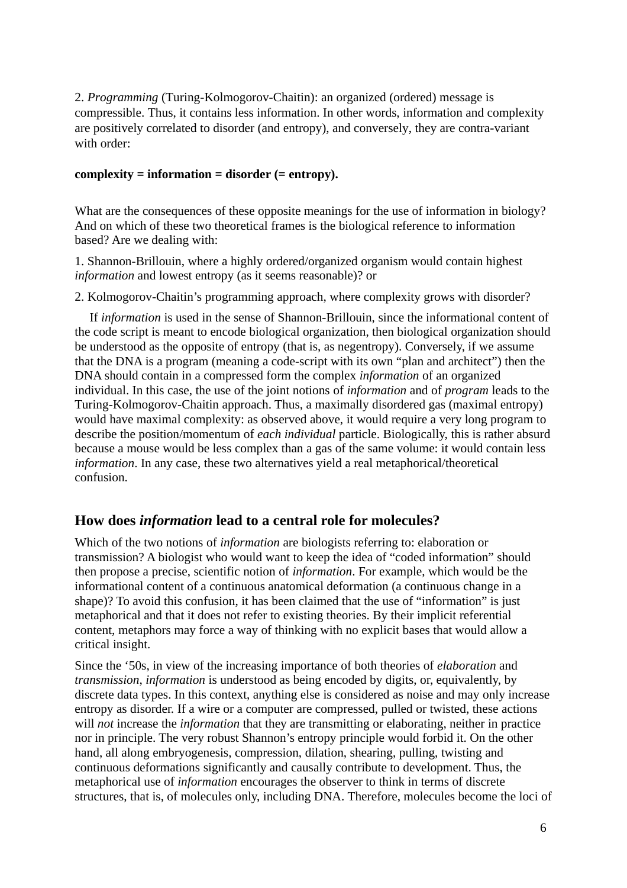2. *Programming* (Turing-Kolmogorov-Chaitin): an organized (ordered) message is compressible. Thus, it contains less information. In other words, information and complexity are positively correlated to disorder (and entropy), and conversely, they are contra-variant with order:

**complexity = information = disorder (= entropy).**

What are the consequences of these opposite meanings for the use of information in biology? And on which of these two theoretical frames is the biological reference to information based? Are we dealing with:

1. Shannon-Brillouin, where a highly ordered/organized organism would contain highest *information* and lowest entropy (as it seems reasonable)? or

2. Kolmogorov-Chaitin's programming approach, where complexity grows with disorder?

If *information* is used in the sense of Shannon-Brillouin, since the informational content of the code script is meant to encode biological organization, then biological organization should be understood as the opposite of entropy (that is, as negentropy). Conversely, if we assume that the DNA is a program (meaning a code-script with its own "plan and architect") then the DNA should contain in a compressed form the complex *information* of an organized individual. In this case, the use of the joint notions of *information* and of *program* leads to the Turing-Kolmogorov-Chaitin approach. Thus, a maximally disordered gas (maximal entropy) would have maximal complexity: as observed above, it would require a very long program to describe the position/momentum of *each individual* particle. Biologically, this is rather absurd because a mouse would be less complex than a gas of the same volume: it would contain less *information*. In any case, these two alternatives yield a real metaphorical/theoretical confusion.

## How does *information* lead to a central role for molecules?

Which of the two notions of *information* are biologists referring to: elaboration or transmission? A biologist who would want to keep the idea of "coded information" should then propose a precise, scientific notion of *information*. For example, which would be the informational content of a continuous anatomical deformation (a continuous change in a shape)? To avoid this confusion, it has been claimed that the use of "information" is just metaphorical and that it does not refer to existing theories. By their implicit referential content, metaphors may force a way of thinking with no explicit bases that would allow a critical insight.

Since the '50s, in view of the increasing importance of both theories of *elaboration* and *transmission*, *information* is understood as being encoded by digits, or, equivalently, by discrete data types. In this context, anything else is considered as noise and may only increase entropy as disorder. If a wire or a computer are compressed, pulled or twisted, these actions will *not* increase the *information* that they are transmitting or elaborating, neither in practice nor in principle. The very robust Shannon's entropy principle would forbid it. On the other hand, all along embryogenesis, compression, dilation, shearing, pulling, twisting and continuous deformations significantly and causally contribute to development. Thus, the metaphorical use of *information* encourages the observer to think in terms of discrete structures, that is, of molecules only, including DNA. Therefore, molecules become the loci of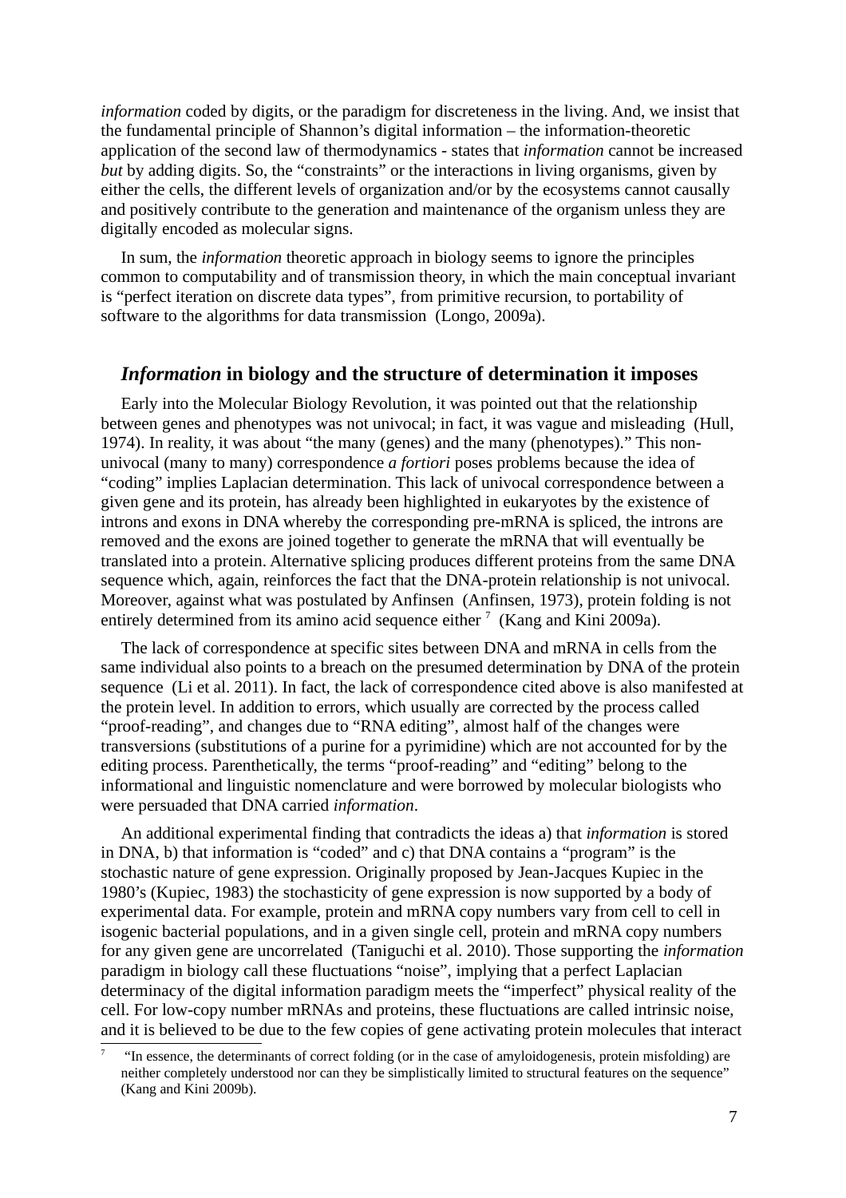*information* coded by digits, or the paradigm for discreteness in the living. And, we insist that the fundamental principle of Shannon's digital information – the information-theoretic application of the second law of thermodynamics - states that *information* cannot be increased *but* by adding digits. So, the "constraints" or the interactions in living organisms, given by either the cells, the different levels of organization and/or by the ecosystems cannot causally and positively contribute to the generation and maintenance of the organism unless they are digitally encoded as molecular signs.

In sum, the *information* theoretic approach in biology seems to ignore the principles common to computability and of transmission theory, in which the main conceptual invariant is "perfect iteration on discrete data types", from primitive recursion, to portability of software to the algorithms for data transmission (Longo, 2009a).

## *Information* in biology and the structure of determination it imposes

Early into the Molecular Biology Revolution, it was pointed out that the relationship between genes and phenotypes was not univocal; in fact, it was vague and misleading (Hull, 1974). In reality, it was about "the many (genes) and the many (phenotypes)." This non-univocal (many to many) correspondence *a fortiori* poses problems because the idea of "coding" implies Laplacian determination. This lack of univocal correspondence between a given gene and its protein, has already been highlighted in eukaryotes by the existence of introns and exons in DNA whereby the corresponding pre-mRNA is spliced, the introns are removed and the exons are joined together to generate the mRNA that will eventually be translated into a protein. Alternative splicing produces different proteins from the same DNA sequence which, again, reinforces the fact that the DNA-protein relationship is not univocal. Moreover, against what was postulated by Anfinsen (Anfinsen, 1973), protein folding is not entirely determined from its amino acid sequence either [7] (Kang and Kini 2009a).

The lack of correspondence at specific sites between DNA and mRNA in cells from the same individual also points to a breach on the presumed determination by DNA of the protein sequence (Li et al. 2011). In fact, the lack of correspondence cited above is also manifested at the protein level. In addition to errors, which usually are corrected by the process called "proof-reading", and changes due to "RNA editing", almost half of the changes were transversions (substitutions of a purine for a pyrimidine) which are not accounted for by the editing process. Parenthetically, the terms "proof-reading" and "editing" belong to the informational and linguistic nomenclature and were borrowed by molecular biologists who were persuaded that DNA carried *information*.

An additional experimental finding that contradicts the ideas a) that *information* is stored in DNA, b) that information is "coded" and c) that DNA contains a "program" is the stochastic nature of gene expression. Originally proposed by Jean-Jacques Kupiec in the 1980's (Kupiec, 1983) the stochasticity of gene expression is now supported by a body of experimental data. For example, protein and mRNA copy numbers vary from cell to cell in isogenic bacterial populations, and in a given single cell, protein and mRNA copy numbers for any given gene are uncorrelated (Taniguchi et al. 2010). Those supporting the *information* paradigm in biology call these fluctuations "noise", implying that a perfect Laplacian determinacy of the digital information paradigm meets the "imperfect" physical reality of the cell. For low-copy number mRNAs and proteins, these fluctuations are called intrinsic noise, and it is believed to be due to the few copies of gene activating protein molecules that interact

[7] "In essence, the determinants of correct folding (or in the case of amyloidogenesis, protein misfolding) are neither completely understood nor can they be simplistically limited to structural features on the sequence" (Kang and Kini 2009b).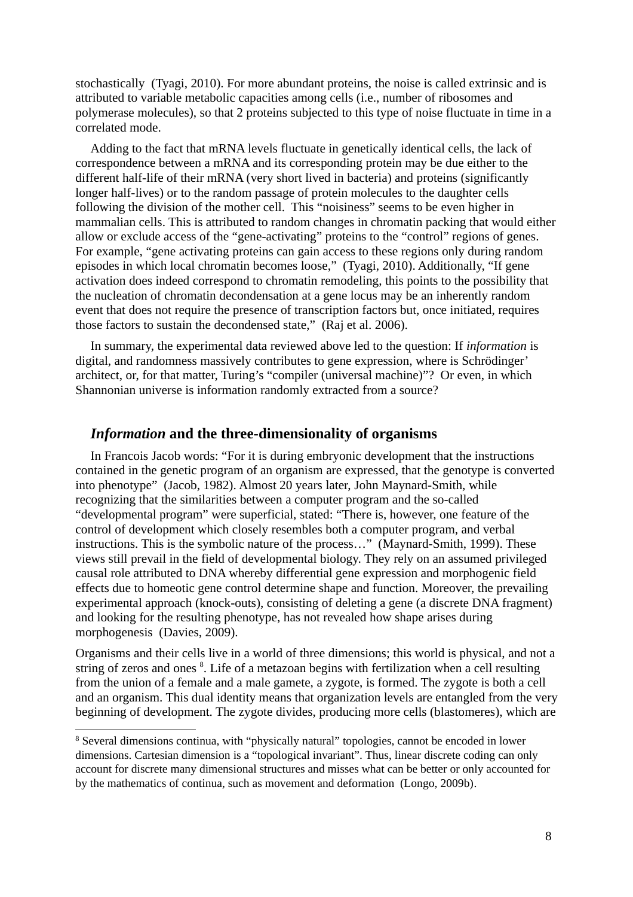stochastically (Tyagi, 2010). For more abundant proteins, the noise is called extrinsic and is attributed to variable metabolic capacities among cells (i.e., number of ribosomes and polymerase molecules), so that 2 proteins subjected to this type of noise fluctuate in time in a correlated mode.

Adding to the fact that mRNA levels fluctuate in genetically identical cells, the lack of correspondence between a mRNA and its corresponding protein may be due either to the different half-life of their mRNA (very short lived in bacteria) and proteins (significantly longer half-lives) or to the random passage of protein molecules to the daughter cells following the division of the mother cell. This "noisiness" seems to be even higher in mammalian cells. This is attributed to random changes in chromatin packing that would either allow or exclude access of the "gene-activating" proteins to the "control" regions of genes. For example, "gene activating proteins can gain access to these regions only during random episodes in which local chromatin becomes loose," (Tyagi, 2010). Additionally, "If gene activation does indeed correspond to chromatin remodeling, this points to the possibility that the nucleation of chromatin decondensation at a gene locus may be an inherently random event that does not require the presence of transcription factors but, once initiated, requires those factors to sustain the decondensed state," (Raj et al. 2006).

In summary, the experimental data reviewed above led to the question: If *information* is digital, and randomness massively contributes to gene expression, where is Schrödinger' architect, or, for that matter, Turing's "compiler (universal machine)"? Or even, in which Shannonian universe is information randomly extracted from a source?

## *Information* and the three-dimensionality of organisms

In Francois Jacob words: "For it is during embryonic development that the instructions contained in the genetic program of an organism are expressed, that the genotype is converted into phenotype" (Jacob, 1982). Almost 20 years later, John Maynard-Smith, while recognizing that the similarities between a computer program and the so-called "developmental program" were superficial, stated: "There is, however, one feature of the control of development which closely resembles both a computer program, and verbal instructions. This is the symbolic nature of the process…" (Maynard-Smith, 1999). These views still prevail in the field of developmental biology. They rely on an assumed privileged causal role attributed to DNA whereby differential gene expression and morphogenic field effects due to homeotic gene control determine shape and function. Moreover, the prevailing experimental approach (knock-outs), consisting of deleting a gene (a discrete DNA fragment) and looking for the resulting phenotype, has not revealed how shape arises during morphogenesis (Davies, 2009).

Organisms and their cells live in a world of three dimensions; this world is physical, and not a string of zeros and ones [8]. Life of a metazoan begins with fertilization when a cell resulting from the union of a female and a male gamete, a zygote, is formed. The zygote is both a cell and an organism. This dual identity means that organization levels are entangled from the very beginning of development. The zygote divides, producing more cells (blastomeres), which are

[8] Several dimensions continua, with "physically natural" topologies, cannot be encoded in lower dimensions. Cartesian dimension is a "topological invariant". Thus, linear discrete coding can only account for discrete many dimensional structures and misses what can be better or only accounted for by the mathematics of continua, such as movement and deformation (Longo, 2009b).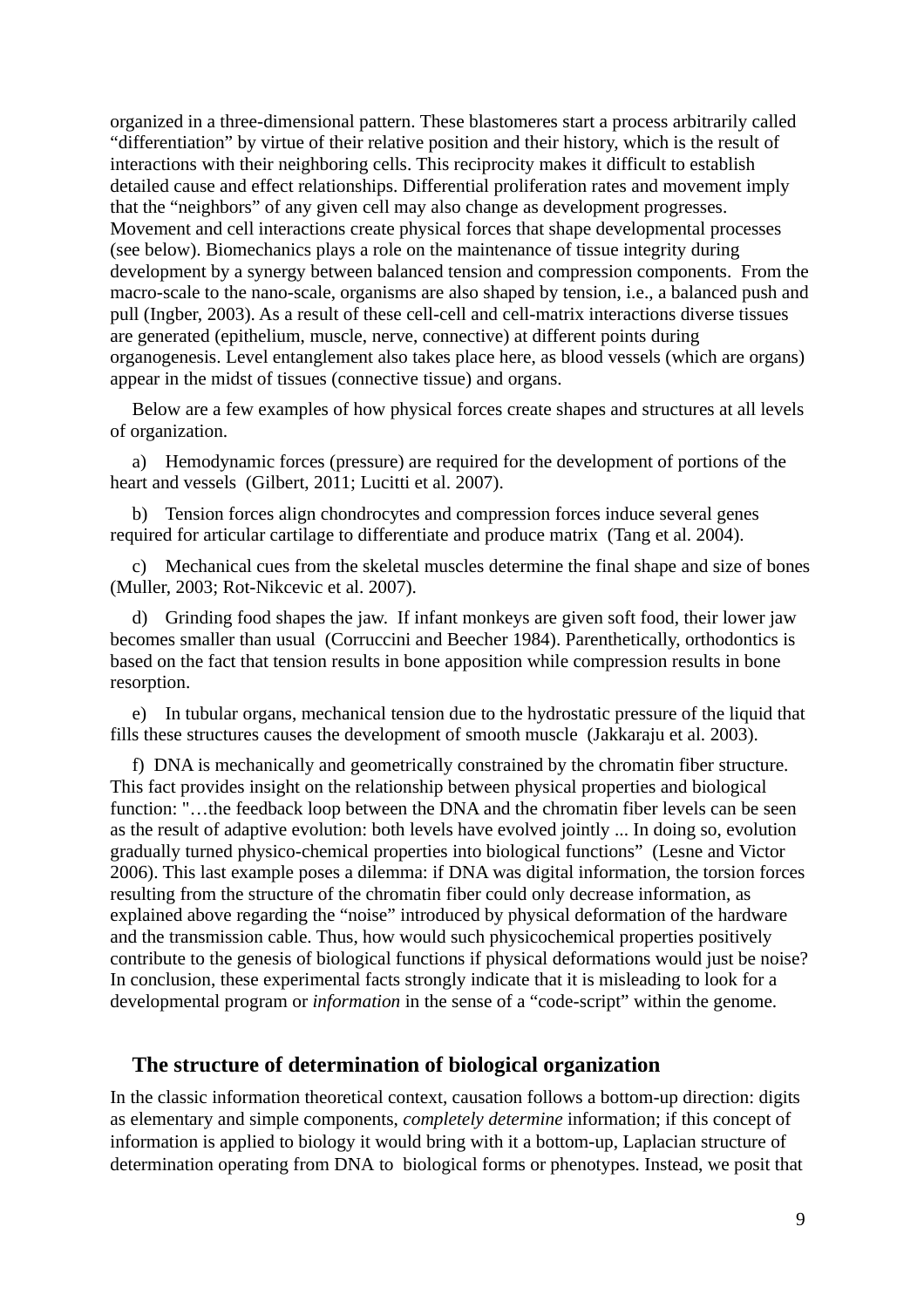organized in a three-dimensional pattern. These blastomeres start a process arbitrarily called "differentiation" by virtue of their relative position and their history, which is the result of interactions with their neighboring cells. This reciprocity makes it difficult to establish detailed cause and effect relationships. Differential proliferation rates and movement imply that the "neighbors" of any given cell may also change as development progresses. Movement and cell interactions create physical forces that shape developmental processes (see below). Biomechanics plays a role on the maintenance of tissue integrity during development by a synergy between balanced tension and compression components. From the macro-scale to the nano-scale, organisms are also shaped by tension, i.e., a balanced push and pull (Ingber, 2003). As a result of these cell-cell and cell-matrix interactions diverse tissues are generated (epithelium, muscle, nerve, connective) at different points during organogenesis. Level entanglement also takes place here, as blood vessels (which are organs) appear in the midst of tissues (connective tissue) and organs.

Below are a few examples of how physical forces create shapes and structures at all levels of organization.

a) Hemodynamic forces (pressure) are required for the development of portions of the heart and vessels (Gilbert, 2011; Lucitti et al. 2007).

b) Tension forces align chondrocytes and compression forces induce several genes required for articular cartilage to differentiate and produce matrix (Tang et al. 2004).

c) Mechanical cues from the skeletal muscles determine the final shape and size of bones (Muller, 2003; Rot-Nikcevic et al. 2007).

d) Grinding food shapes the jaw. If infant monkeys are given soft food, their lower jaw becomes smaller than usual (Corruccini and Beecher 1984). Parenthetically, orthodontics is based on the fact that tension results in bone apposition while compression results in bone resorption.

e) In tubular organs, mechanical tension due to the hydrostatic pressure of the liquid that fills these structures causes the development of smooth muscle (Jakkaraju et al. 2003).

f) DNA is mechanically and geometrically constrained by the chromatin fiber structure. This fact provides insight on the relationship between physical properties and biological function: "…the feedback loop between the DNA and the chromatin fiber levels can be seen as the result of adaptive evolution: both levels have evolved jointly ... In doing so, evolution gradually turned physico-chemical properties into biological functions" (Lesne and Victor 2006). This last example poses a dilemma: if DNA was digital information, the torsion forces resulting from the structure of the chromatin fiber could only decrease information, as explained above regarding the "noise" introduced by physical deformation of the hardware and the transmission cable. Thus, how would such physicochemical properties positively contribute to the genesis of biological functions if physical deformations would just be noise? In conclusion, these experimental facts strongly indicate that it is misleading to look for a developmental program or *information* in the sense of a "code-script" within the genome.

## The structure of determination of biological organization

In the classic information theoretical context, causation follows a bottom-up direction: digits as elementary and simple components, *completely determine* information; if this concept of information is applied to biology it would bring with it a bottom-up, Laplacian structure of determination operating from DNA to biological forms or phenotypes. Instead, we posit that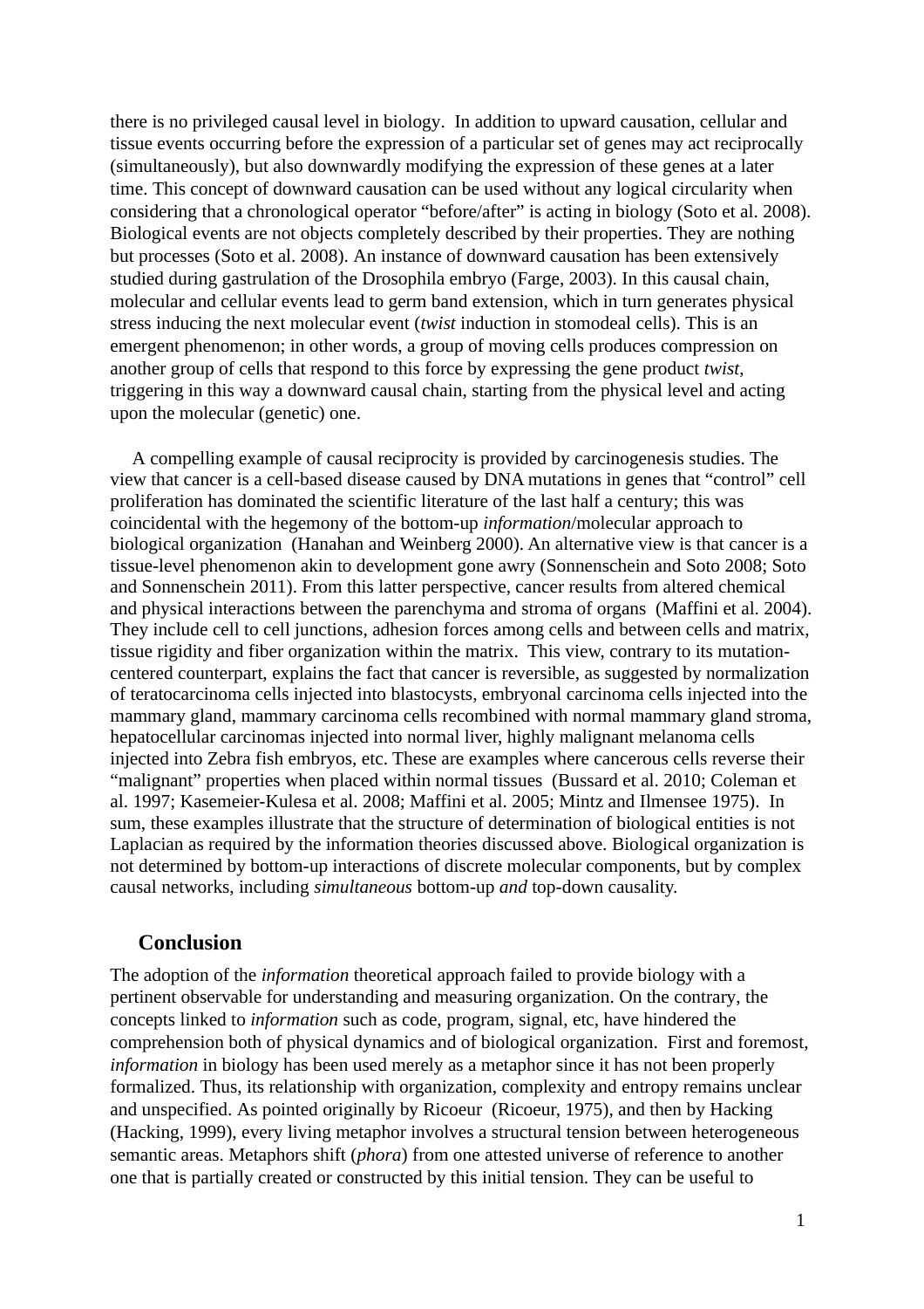there is no privileged causal level in biology. In addition to upward causation, cellular and tissue events occurring before the expression of a particular set of genes may act reciprocally (simultaneously), but also downwardly modifying the expression of these genes at a later time. This concept of downward causation can be used without any logical circularity when considering that a chronological operator "before/after" is acting in biology (Soto et al. 2008). Biological events are not objects completely described by their properties. They are nothing but processes (Soto et al. 2008). An instance of downward causation has been extensively studied during gastrulation of the Drosophila embryo (Farge, 2003). In this causal chain, molecular and cellular events lead to germ band extension, which in turn generates physical stress inducing the next molecular event (*twist* induction in stomodeal cells). This is an emergent phenomenon; in other words, a group of moving cells produces compression on another group of cells that respond to this force by expressing the gene product *twist*, triggering in this way a downward causal chain, starting from the physical level and acting upon the molecular (genetic) one.

A compelling example of causal reciprocity is provided by carcinogenesis studies. The view that cancer is a cell-based disease caused by DNA mutations in genes that "control" cell proliferation has dominated the scientific literature of the last half a century; this was coincidental with the hegemony of the bottom-up *information*/molecular approach to biological organization (Hanahan and Weinberg 2000). An alternative view is that cancer is a tissue-level phenomenon akin to development gone awry (Sonnenschein and Soto 2008; Soto and Sonnenschein 2011). From this latter perspective, cancer results from altered chemical and physical interactions between the parenchyma and stroma of organs (Maffini et al. 2004). They include cell to cell junctions, adhesion forces among cells and between cells and matrix, tissue rigidity and fiber organization within the matrix. This view, contrary to its mutation-centered counterpart, explains the fact that cancer is reversible, as suggested by normalization of teratocarcinoma cells injected into blastocysts, embryonal carcinoma cells injected into the mammary gland, mammary carcinoma cells recombined with normal mammary gland stroma, hepatocellular carcinomas injected into normal liver, highly malignant melanoma cells injected into Zebra fish embryos, etc. These are examples where cancerous cells reverse their "malignant" properties when placed within normal tissues (Bussard et al. 2010; Coleman et al. 1997; Kasemeier-Kulesa et al. 2008; Maffini et al. 2005; Mintz and Ilmensee 1975). In sum, these examples illustrate that the structure of determination of biological entities is not Laplacian as required by the information theories discussed above. Biological organization is not determined by bottom-up interactions of discrete molecular components, but by complex causal networks, including *simultaneous* bottom-up *and* top-down causality.

## Conclusion

The adoption of the *information* theoretical approach failed to provide biology with a pertinent observable for understanding and measuring organization. On the contrary, the concepts linked to *information* such as code, program, signal, etc, have hindered the comprehension both of physical dynamics and of biological organization. First and foremost, *information* in biology has been used merely as a metaphor since it has not been properly formalized. Thus, its relationship with organization, complexity and entropy remains unclear and unspecified. As pointed originally by Ricoeur (Ricoeur, 1975), and then by Hacking (Hacking, 1999), every living metaphor involves a structural tension between heterogeneous semantic areas. Metaphors shift (*phora*) from one attested universe of reference to another one that is partially created or constructed by this initial tension. They can be useful to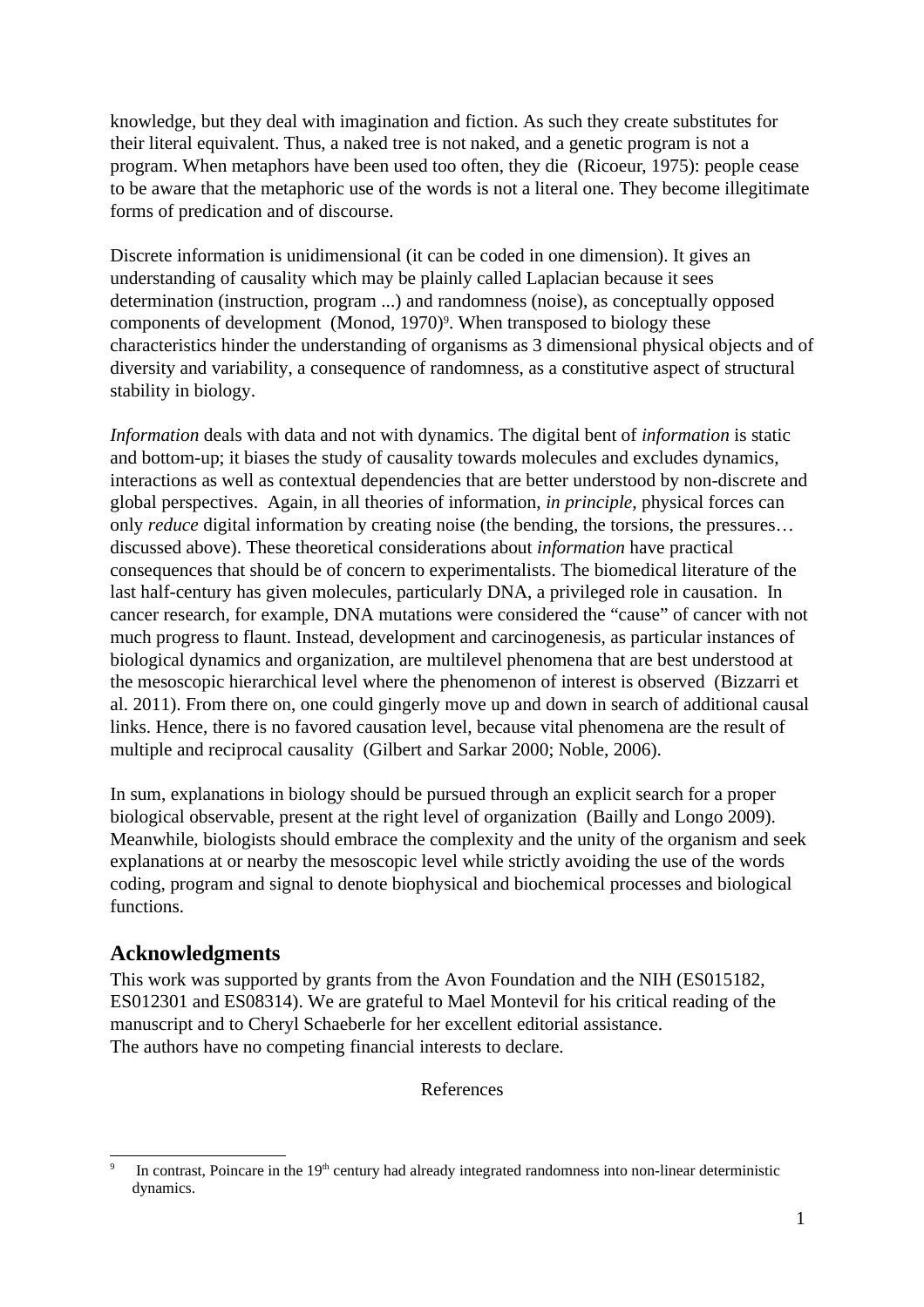knowledge, but they deal with imagination and fiction. As such they create substitutes for their literal equivalent. Thus, a naked tree is not naked, and a genetic program is not a program. When metaphors have been used too often, they die (Ricoeur, 1975): people cease to be aware that the metaphoric use of the words is not a literal one. They become illegitimate forms of predication and of discourse.

Discrete information is unidimensional (it can be coded in one dimension). It gives an understanding of causality which may be plainly called Laplacian because it sees determination (instruction, program ...) and randomness (noise), as conceptually opposed components of development (Monod, 1970)[9]. When transposed to biology these characteristics hinder the understanding of organisms as 3 dimensional physical objects and of diversity and variability, a consequence of randomness, as a constitutive aspect of structural stability in biology.

*Information* deals with data and not with dynamics. The digital bent of *information* is static and bottom-up; it biases the study of causality towards molecules and excludes dynamics, interactions as well as contextual dependencies that are better understood by non-discrete and global perspectives. Again, in all theories of information, *in principle*, physical forces can only *reduce* digital information by creating noise (the bending, the torsions, the pressures… discussed above). These theoretical considerations about *information* have practical consequences that should be of concern to experimentalists. The biomedical literature of the last half-century has given molecules, particularly DNA, a privileged role in causation. In cancer research, for example, DNA mutations were considered the "cause" of cancer with not much progress to flaunt. Instead, development and carcinogenesis, as particular instances of biological dynamics and organization, are multilevel phenomena that are best understood at the mesoscopic hierarchical level where the phenomenon of interest is observed (Bizzarri et al. 2011). From there on, one could gingerly move up and down in search of additional causal links. Hence, there is no favored causation level, because vital phenomena are the result of multiple and reciprocal causality (Gilbert and Sarkar 2000; Noble, 2006).

In sum, explanations in biology should be pursued through an explicit search for a proper biological observable, present at the right level of organization (Bailly and Longo 2009). Meanwhile, biologists should embrace the complexity and the unity of the organism and seek explanations at or nearby the mesoscopic level while strictly avoiding the use of the words coding, program and signal to denote biophysical and biochemical processes and biological functions.

## Acknowledgments

This work was supported by grants from the Avon Foundation and the NIH (ES015182, ES012301 and ES08314). We are grateful to Mael Montevil for his critical reading of the manuscript and to Cheryl Schaeberle for her excellent editorial assistance.
The authors have no competing financial interests to declare.

References

[9] In contrast, Poincare in the 19th century had already integrated randomness into non-linear deterministic dynamics.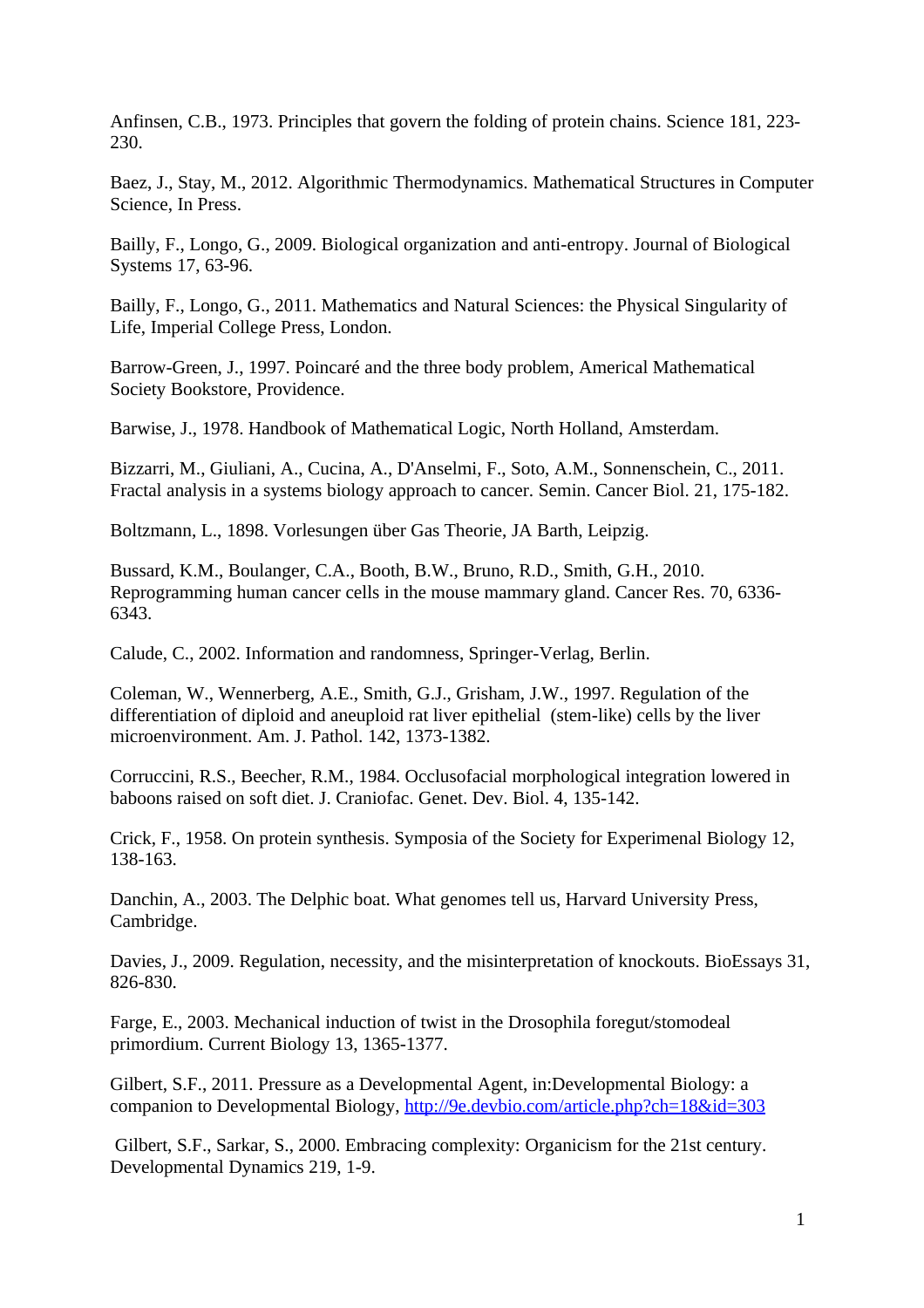Anfinsen, C.B., 1973. Principles that govern the folding of protein chains. Science 181, 223-230.

Baez, J., Stay, M., 2012. Algorithmic Thermodynamics. Mathematical Structures in Computer Science, In Press.

Bailly, F., Longo, G., 2009. Biological organization and anti-entropy. Journal of Biological Systems 17, 63-96.

Bailly, F., Longo, G., 2011. Mathematics and Natural Sciences: the Physical Singularity of Life, Imperial College Press, London.

Barrow-Green, J., 1997. Poincaré and the three body problem, Americal Mathematical Society Bookstore, Providence.

Barwise, J., 1978. Handbook of Mathematical Logic, North Holland, Amsterdam.

Bizzarri, M., Giuliani, A., Cucina, A., D'Anselmi, F., Soto, A.M., Sonnenschein, C., 2011. Fractal analysis in a systems biology approach to cancer. Semin. Cancer Biol. 21, 175-182.

Boltzmann, L., 1898. Vorlesungen über Gas Theorie, JA Barth, Leipzig.

Bussard, K.M., Boulanger, C.A., Booth, B.W., Bruno, R.D., Smith, G.H., 2010. Reprogramming human cancer cells in the mouse mammary gland. Cancer Res. 70, 6336-6343.

Calude, C., 2002. Information and randomness, Springer-Verlag, Berlin.

Coleman, W., Wennerberg, A.E., Smith, G.J., Grisham, J.W., 1997. Regulation of the differentiation of diploid and aneuploid rat liver epithelial (stem-like) cells by the liver microenvironment. Am. J. Pathol. 142, 1373-1382.

Corruccini, R.S., Beecher, R.M., 1984. Occlusofacial morphological integration lowered in baboons raised on soft diet. J. Craniofac. Genet. Dev. Biol. 4, 135-142.

Crick, F., 1958. On protein synthesis. Symposia of the Society for Experimenal Biology 12, 138-163.

Danchin, A., 2003. The Delphic boat. What genomes tell us, Harvard University Press, Cambridge.

Davies, J., 2009. Regulation, necessity, and the misinterpretation of knockouts. BioEssays 31, 826-830.

Farge, E., 2003. Mechanical induction of twist in the Drosophila foregut/stomodeal primordium. Current Biology 13, 1365-1377.

Gilbert, S.F., 2011. Pressure as a Developmental Agent, in:Developmental Biology: a companion to Developmental Biology, http://9e.devbio.com/article.php?ch=18&id=303

Gilbert, S.F., Sarkar, S., 2000. Embracing complexity: Organicism for the 21st century. Developmental Dynamics 219, 1-9.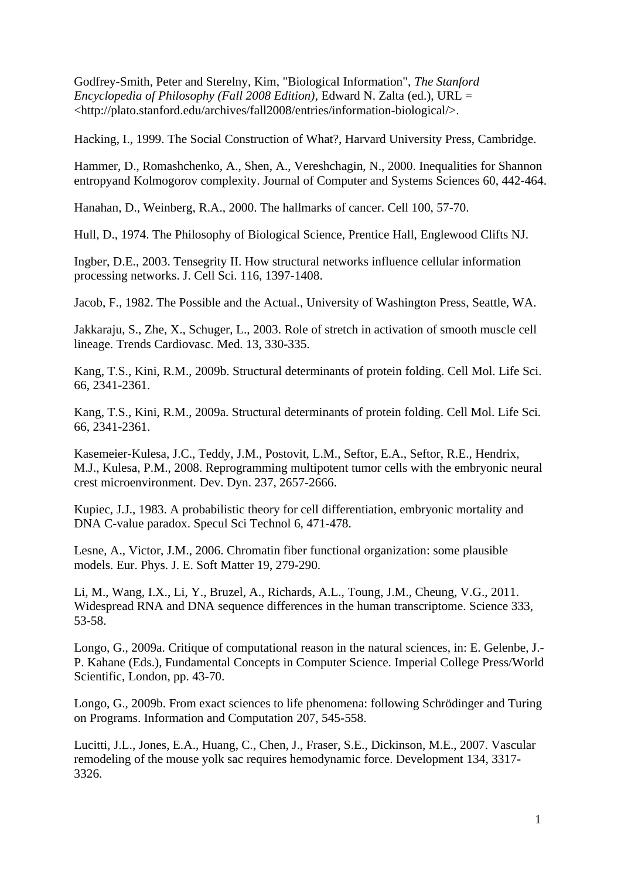Godfrey-Smith, Peter and Sterelny, Kim, "Biological Information", *The Stanford Encyclopedia of Philosophy (Fall 2008 Edition)*, Edward N. Zalta (ed.), URL = <http://plato.stanford.edu/archives/fall2008/entries/information-biological/>.

Hacking, I., 1999. The Social Construction of What?, Harvard University Press, Cambridge.

Hammer, D., Romashchenko, A., Shen, A., Vereshchagin, N., 2000. Inequalities for Shannon entropyand Kolmogorov complexity. Journal of Computer and Systems Sciences 60, 442-464.

Hanahan, D., Weinberg, R.A., 2000. The hallmarks of cancer. Cell 100, 57-70.

Hull, D., 1974. The Philosophy of Biological Science, Prentice Hall, Englewood Clifts NJ.

Ingber, D.E., 2003. Tensegrity II. How structural networks influence cellular information processing networks. J. Cell Sci. 116, 1397-1408.

Jacob, F., 1982. The Possible and the Actual., University of Washington Press, Seattle, WA.

Jakkaraju, S., Zhe, X., Schuger, L., 2003. Role of stretch in activation of smooth muscle cell lineage. Trends Cardiovasc. Med. 13, 330-335.

Kang, T.S., Kini, R.M., 2009b. Structural determinants of protein folding. Cell Mol. Life Sci. 66, 2341-2361.

Kang, T.S., Kini, R.M., 2009a. Structural determinants of protein folding. Cell Mol. Life Sci. 66, 2341-2361.

Kasemeier-Kulesa, J.C., Teddy, J.M., Postovit, L.M., Seftor, E.A., Seftor, R.E., Hendrix, M.J., Kulesa, P.M., 2008. Reprogramming multipotent tumor cells with the embryonic neural crest microenvironment. Dev. Dyn. 237, 2657-2666.

Kupiec, J.J., 1983. A probabilistic theory for cell differentiation, embryonic mortality and DNA C-value paradox. Specul Sci Technol 6, 471-478.

Lesne, A., Victor, J.M., 2006. Chromatin fiber functional organization: some plausible models. Eur. Phys. J. E. Soft Matter 19, 279-290.

Li, M., Wang, I.X., Li, Y., Bruzel, A., Richards, A.L., Toung, J.M., Cheung, V.G., 2011. Widespread RNA and DNA sequence differences in the human transcriptome. Science 333, 53-58.

Longo, G., 2009a. Critique of computational reason in the natural sciences, in: E. Gelenbe, J.-P. Kahane (Eds.), Fundamental Concepts in Computer Science. Imperial College Press/World Scientific, London, pp. 43-70.

Longo, G., 2009b. From exact sciences to life phenomena: following Schrödinger and Turing on Programs. Information and Computation 207, 545-558.

Lucitti, J.L., Jones, E.A., Huang, C., Chen, J., Fraser, S.E., Dickinson, M.E., 2007. Vascular remodeling of the mouse yolk sac requires hemodynamic force. Development 134, 3317-3326.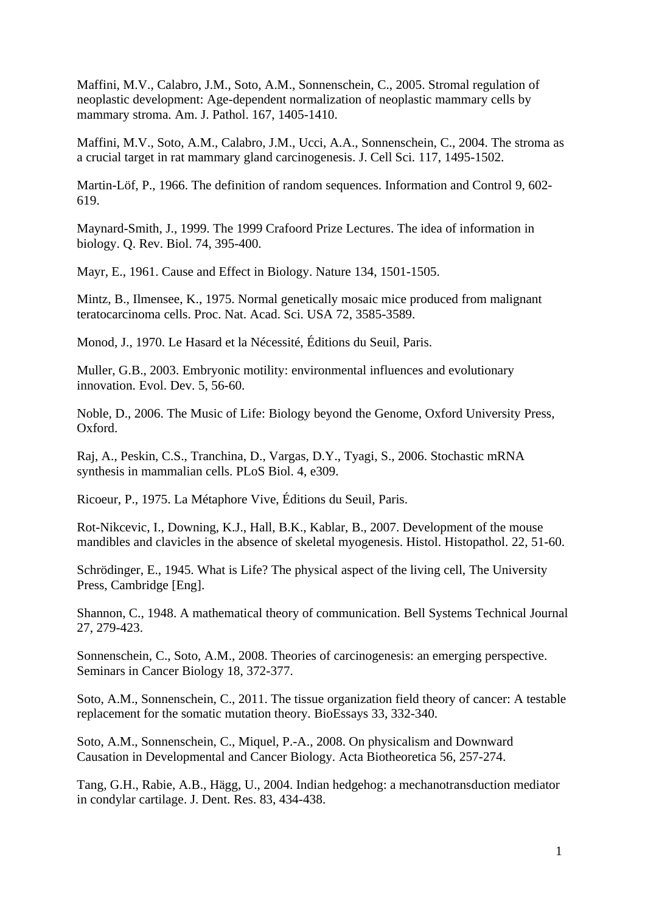Maffini, M.V., Calabro, J.M., Soto, A.M., Sonnenschein, C., 2005. Stromal regulation of neoplastic development: Age-dependent normalization of neoplastic mammary cells by mammary stroma. Am. J. Pathol. 167, 1405-1410.

Maffini, M.V., Soto, A.M., Calabro, J.M., Ucci, A.A., Sonnenschein, C., 2004. The stroma as a crucial target in rat mammary gland carcinogenesis. J. Cell Sci. 117, 1495-1502.

Martin-Löf, P., 1966. The definition of random sequences. Information and Control 9, 602-619.

Maynard-Smith, J., 1999. The 1999 Crafoord Prize Lectures. The idea of information in biology. Q. Rev. Biol. 74, 395-400.

Mayr, E., 1961. Cause and Effect in Biology. Nature 134, 1501-1505.

Mintz, B., Ilmensee, K., 1975. Normal genetically mosaic mice produced from malignant teratocarcinoma cells. Proc. Nat. Acad. Sci. USA 72, 3585-3589.

Monod, J., 1970. Le Hasard et la Nécessité, Éditions du Seuil, Paris.

Muller, G.B., 2003. Embryonic motility: environmental influences and evolutionary innovation. Evol. Dev. 5, 56-60.

Noble, D., 2006. The Music of Life: Biology beyond the Genome, Oxford University Press, Oxford.

Raj, A., Peskin, C.S., Tranchina, D., Vargas, D.Y., Tyagi, S., 2006. Stochastic mRNA synthesis in mammalian cells. PLoS Biol. 4, e309.

Ricoeur, P., 1975. La Métaphore Vive, Éditions du Seuil, Paris.

Rot-Nikcevic, I., Downing, K.J., Hall, B.K., Kablar, B., 2007. Development of the mouse mandibles and clavicles in the absence of skeletal myogenesis. Histol. Histopathol. 22, 51-60.

Schrödinger, E., 1945. What is Life? The physical aspect of the living cell, The University Press, Cambridge [Eng].

Shannon, C., 1948. A mathematical theory of communication. Bell Systems Technical Journal 27, 279-423.

Sonnenschein, C., Soto, A.M., 2008. Theories of carcinogenesis: an emerging perspective. Seminars in Cancer Biology 18, 372-377.

Soto, A.M., Sonnenschein, C., 2011. The tissue organization field theory of cancer: A testable replacement for the somatic mutation theory. BioEssays 33, 332-340.

Soto, A.M., Sonnenschein, C., Miquel, P.-A., 2008. On physicalism and Downward Causation in Developmental and Cancer Biology. Acta Biotheoretica 56, 257-274.

Tang, G.H., Rabie, A.B., Hägg, U., 2004. Indian hedgehog: a mechanotransduction mediator in condylar cartilage. J. Dent. Res. 83, 434-438.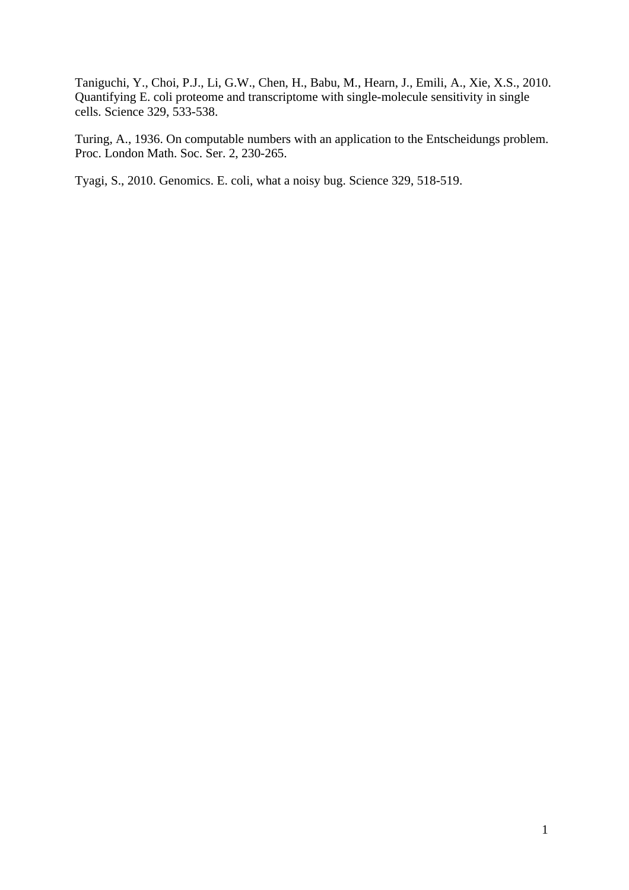Taniguchi, Y., Choi, P.J., Li, G.W., Chen, H., Babu, M., Hearn, J., Emili, A., Xie, X.S., 2010. Quantifying E. coli proteome and transcriptome with single-molecule sensitivity in single cells. Science 329, 533-538.

Turing, A., 1936. On computable numbers with an application to the Entscheidungs problem. Proc. London Math. Soc. Ser. 2, 230-265.

Tyagi, S., 2010. Genomics. E. coli, what a noisy bug. Science 329, 518-519.